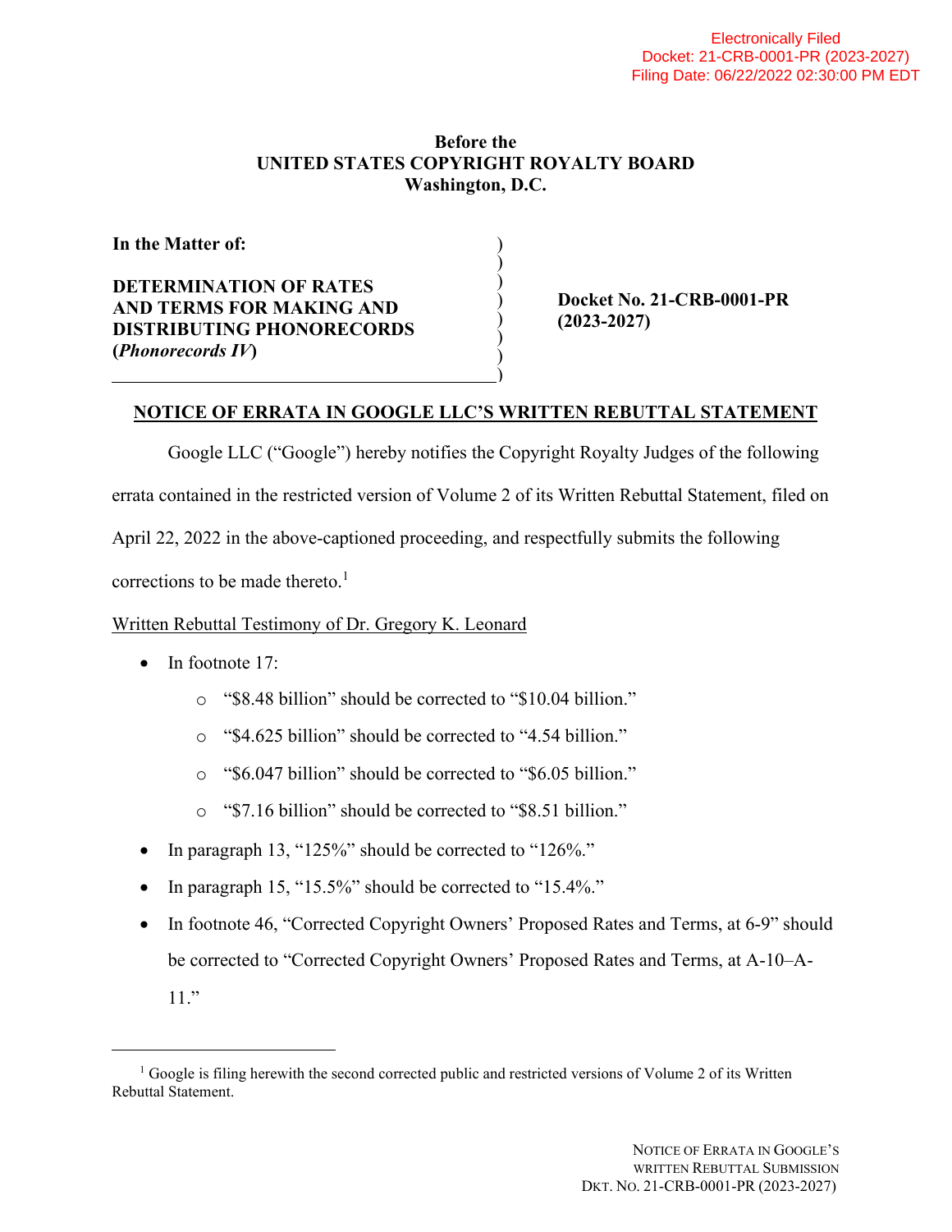Electronically Filed
Docket: 21-CRB-0001-PR (2023-2027)
Filing Date: 06/22/2022 02:30:00 PM EDT

**Before the**
**UNITED STATES COPYRIGHT ROYALTY BOARD**
**Washington, D.C.**

| | |
|---|---|
| **In the Matter of:** <br><br> **DETERMINATION OF RATES AND TERMS FOR MAKING AND DISTRIBUTING PHONORECORDS (*Phonorecords IV*)** | **Docket No. 21-CRB-0001-PR (2023-2027)** |

## NOTICE OF ERRATA IN GOOGLE LLC'S WRITTEN REBUTTAL STATEMENT

Google LLC ("Google") hereby notifies the Copyright Royalty Judges of the following errata contained in the restricted version of Volume 2 of its Written Rebuttal Statement, filed on April 22, 2022 in the above-captioned proceeding, and respectfully submits the following corrections to be made thereto.[1]

Written Rebuttal Testimony of Dr. Gregory K. Leonard

- In footnote 17:
  - "$8.48 billion" should be corrected to "$10.04 billion."
  - "$4.625 billion" should be corrected to "4.54 billion."
  - "$6.047 billion" should be corrected to "$6.05 billion."
  - "$7.16 billion" should be corrected to "$8.51 billion."
- In paragraph 13, "125%" should be corrected to "126%."
- In paragraph 15, "15.5%" should be corrected to "15.4%."
- In footnote 46, "Corrected Copyright Owners' Proposed Rates and Terms, at 6-9" should be corrected to "Corrected Copyright Owners' Proposed Rates and Terms, at A-10–A-11."

[1] Google is filing herewith the second corrected public and restricted versions of Volume 2 of its Written Rebuttal Statement.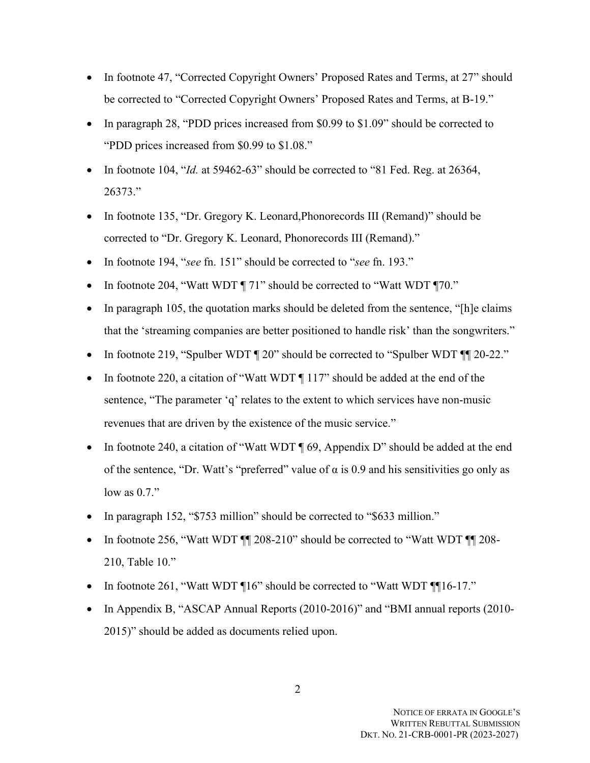- In footnote 47, "Corrected Copyright Owners' Proposed Rates and Terms, at 27" should be corrected to "Corrected Copyright Owners' Proposed Rates and Terms, at B-19."
- In paragraph 28, "PDD prices increased from $0.99 to $1.09" should be corrected to "PDD prices increased from $0.99 to $1.08."
- In footnote 104, "*Id.* at 59462-63" should be corrected to "81 Fed. Reg. at 26364, 26373."
- In footnote 135, "Dr. Gregory K. Leonard,Phonorecords III (Remand)" should be corrected to "Dr. Gregory K. Leonard, Phonorecords III (Remand)."
- In footnote 194, "*see* fn. 151" should be corrected to "*see* fn. 193."
- In footnote 204, "Watt WDT ¶ 71" should be corrected to "Watt WDT ¶70."
- In paragraph 105, the quotation marks should be deleted from the sentence, "[h]e claims that the 'streaming companies are better positioned to handle risk' than the songwriters."
- In footnote 219, "Spulber WDT ¶ 20" should be corrected to "Spulber WDT ¶¶ 20-22."
- In footnote 220, a citation of "Watt WDT ¶ 117" should be added at the end of the sentence, "The parameter 'q' relates to the extent to which services have non-music revenues that are driven by the existence of the music service."
- In footnote 240, a citation of "Watt WDT ¶ 69, Appendix D" should be added at the end of the sentence, "Dr. Watt's "preferred" value of α is 0.9 and his sensitivities go only as low as 0.7."
- In paragraph 152, "$753 million" should be corrected to "$633 million."
- In footnote 256, "Watt WDT ¶¶ 208-210" should be corrected to "Watt WDT ¶¶ 208-210, Table 10."
- In footnote 261, "Watt WDT ¶16" should be corrected to "Watt WDT ¶¶16-17."
- In Appendix B, "ASCAP Annual Reports (2010-2016)" and "BMI annual reports (2010-2015)" should be added as documents relied upon.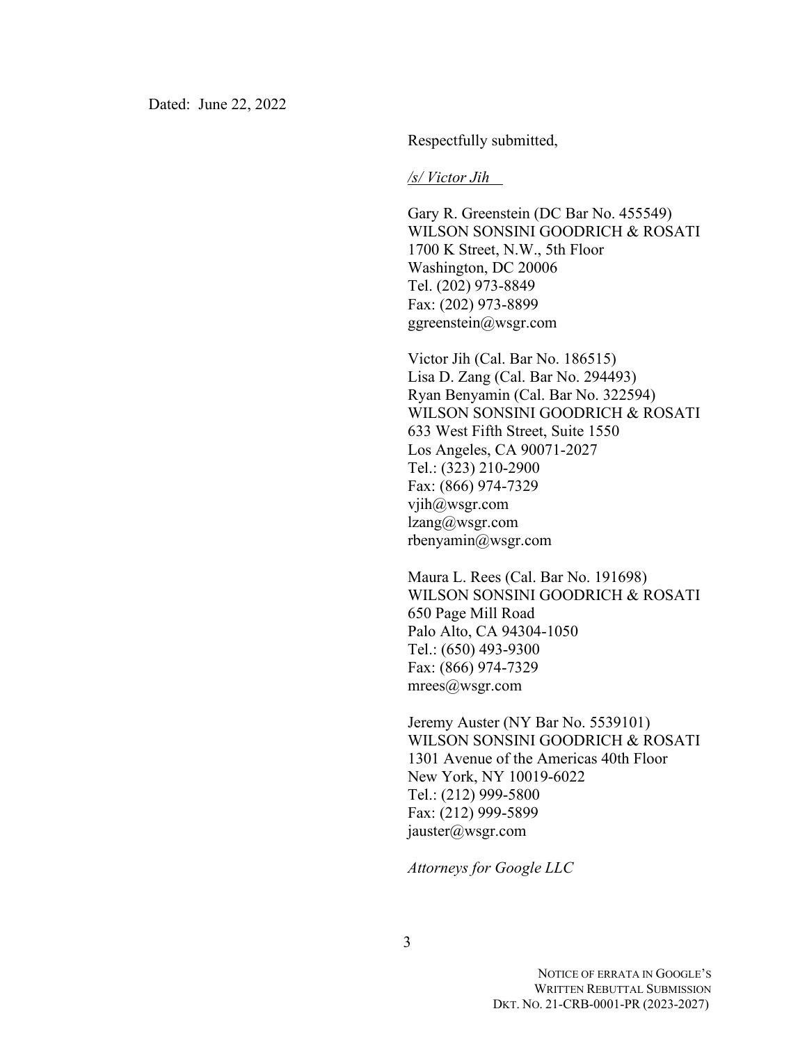Dated: June 22, 2022

Respectfully submitted,

*/s/ Victor Jih*

Gary R. Greenstein (DC Bar No. 455549)
WILSON SONSINI GOODRICH & ROSATI
1700 K Street, N.W., 5th Floor
Washington, DC 20006
Tel. (202) 973-8849
Fax: (202) 973-8899
ggreenstein@wsgr.com

Victor Jih (Cal. Bar No. 186515)
Lisa D. Zang (Cal. Bar No. 294493)
Ryan Benyamin (Cal. Bar No. 322594)
WILSON SONSINI GOODRICH & ROSATI
633 West Fifth Street, Suite 1550
Los Angeles, CA 90071-2027
Tel.: (323) 210-2900
Fax: (866) 974-7329
vjih@wsgr.com
lzang@wsgr.com
rbenyamin@wsgr.com

Maura L. Rees (Cal. Bar No. 191698)
WILSON SONSINI GOODRICH & ROSATI
650 Page Mill Road
Palo Alto, CA 94304-1050
Tel.: (650) 493-9300
Fax: (866) 974-7329
mrees@wsgr.com

Jeremy Auster (NY Bar No. 5539101)
WILSON SONSINI GOODRICH & ROSATI
1301 Avenue of the Americas 40th Floor
New York, NY 10019-6022
Tel.: (212) 999-5800
Fax: (212) 999-5899
jauster@wsgr.com

*Attorneys for Google LLC*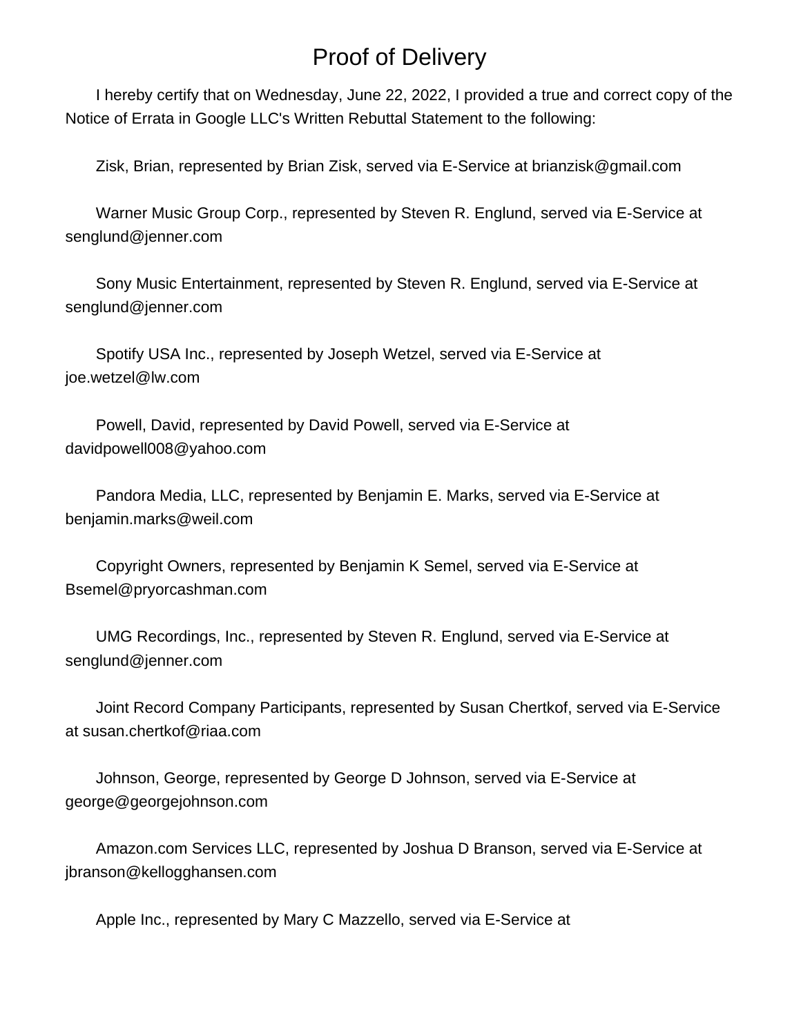# Proof of Delivery

I hereby certify that on Wednesday, June 22, 2022, I provided a true and correct copy of the Notice of Errata in Google LLC's Written Rebuttal Statement to the following:

Zisk, Brian, represented by Brian Zisk, served via E-Service at brianzisk@gmail.com

Warner Music Group Corp., represented by Steven R. Englund, served via E-Service at senglund@jenner.com

Sony Music Entertainment, represented by Steven R. Englund, served via E-Service at senglund@jenner.com

Spotify USA Inc., represented by Joseph Wetzel, served via E-Service at joe.wetzel@lw.com

Powell, David, represented by David Powell, served via E-Service at davidpowell008@yahoo.com

Pandora Media, LLC, represented by Benjamin E. Marks, served via E-Service at benjamin.marks@weil.com

Copyright Owners, represented by Benjamin K Semel, served via E-Service at Bsemel@pryorcashman.com

UMG Recordings, Inc., represented by Steven R. Englund, served via E-Service at senglund@jenner.com

Joint Record Company Participants, represented by Susan Chertkof, served via E-Service at susan.chertkof@riaa.com

Johnson, George, represented by George D Johnson, served via E-Service at george@georgejohnson.com

Amazon.com Services LLC, represented by Joshua D Branson, served via E-Service at jbranson@kellogghansen.com

Apple Inc., represented by Mary C Mazzello, served via E-Service at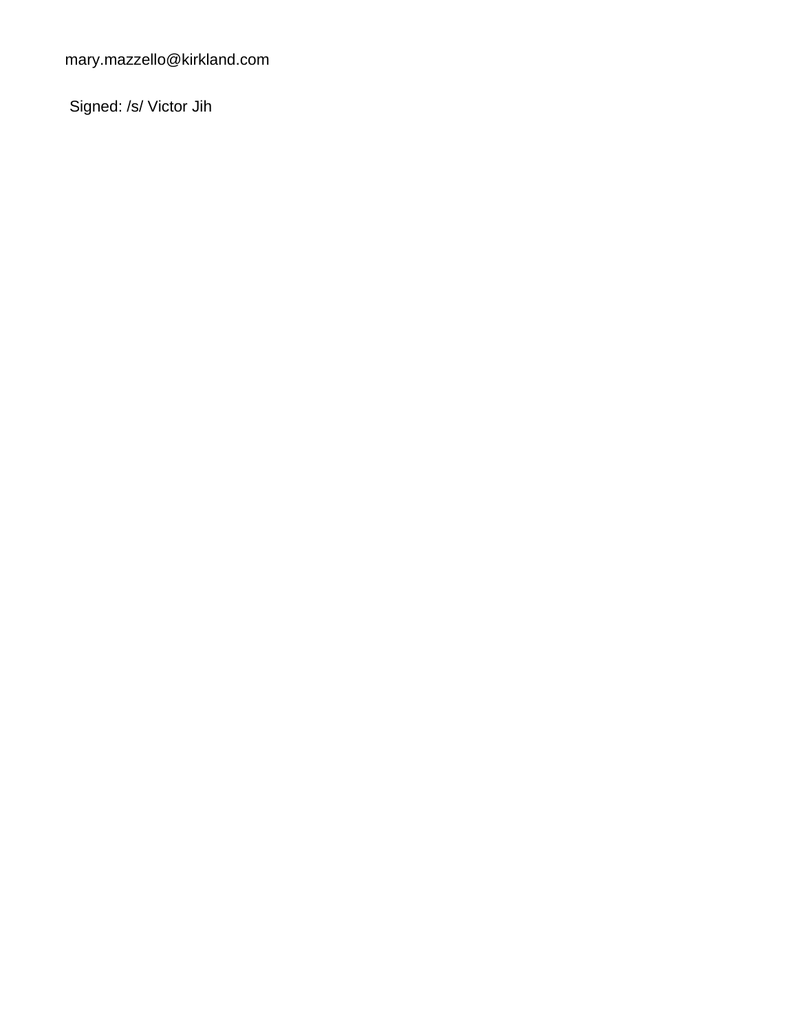mary.mazzello@kirkland.com

Signed: /s/ Victor Jih